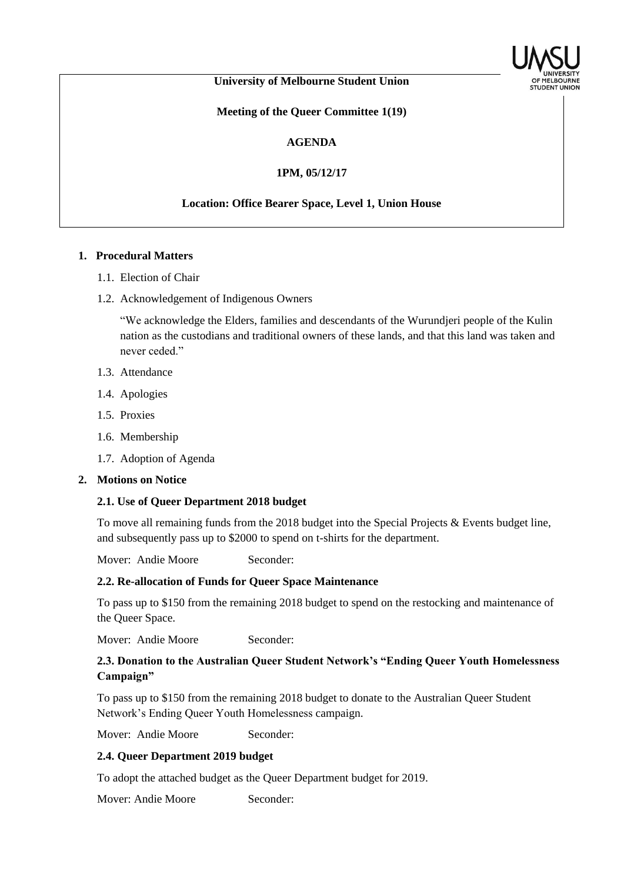**University of Melbourne Student Union**

**Meeting of the Queer Committee 1(19)**

**AGENDA**

**1PM, 05/12/17**

**Location: Office Bearer Space, Level 1, Union House**

1. **Procedural Matters**
   1.1. Election of Chair
   1.2. Acknowledgement of Indigenous Owners

   "We acknowledge the Elders, families and descendants of the Wurundjeri people of the Kulin nation as the custodians and traditional owners of these lands, and that this land was taken and never ceded."

   1.3. Attendance
   1.4. Apologies
   1.5. Proxies
   1.6. Membership
   1.7. Adoption of Agenda

2. **Motions on Notice**

**2.1. Use of Queer Department 2018 budget**

To move all remaining funds from the 2018 budget into the Special Projects & Events budget line, and subsequently pass up to $2000 to spend on t-shirts for the department.

Mover: Andie Moore Seconder:

**2.2. Re-allocation of Funds for Queer Space Maintenance**

To pass up to $150 from the remaining 2018 budget to spend on the restocking and maintenance of the Queer Space.

Mover: Andie Moore Seconder:

**2.3. Donation to the Australian Queer Student Network's "Ending Queer Youth Homelessness Campaign"**

To pass up to $150 from the remaining 2018 budget to donate to the Australian Queer Student Network's Ending Queer Youth Homelessness campaign.

Mover: Andie Moore Seconder:

**2.4. Queer Department 2019 budget**

To adopt the attached budget as the Queer Department budget for 2019.

Mover: Andie Moore Seconder: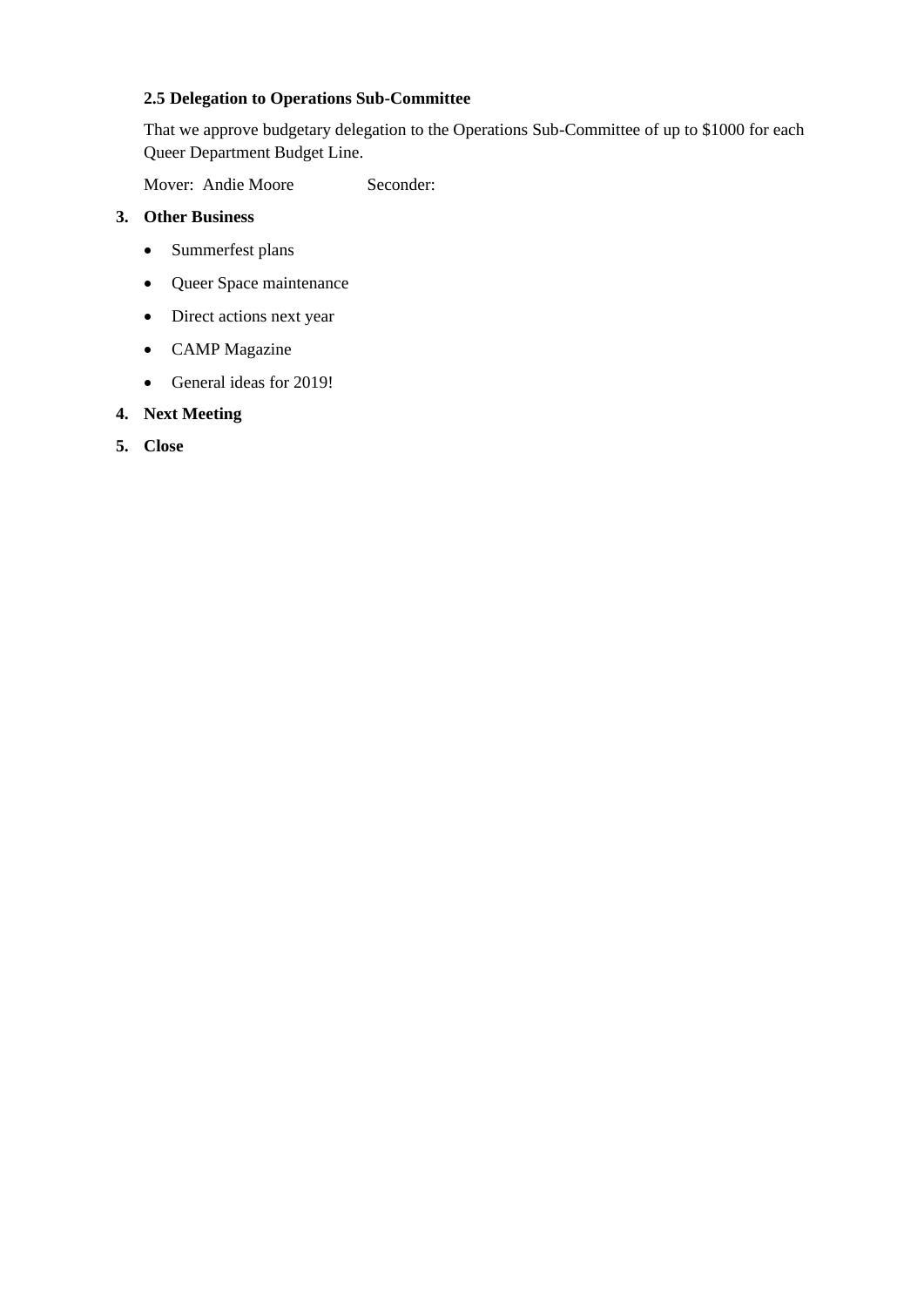### 2.5 Delegation to Operations Sub-Committee

That we approve budgetary delegation to the Operations Sub-Committee of up to $1000 for each Queer Department Budget Line.

Mover: Andie Moore Seconder:

## 3. Other Business

- Summerfest plans
- Queer Space maintenance
- Direct actions next year
- CAMP Magazine
- General ideas for 2019!

## 4. Next Meeting

## 5. Close